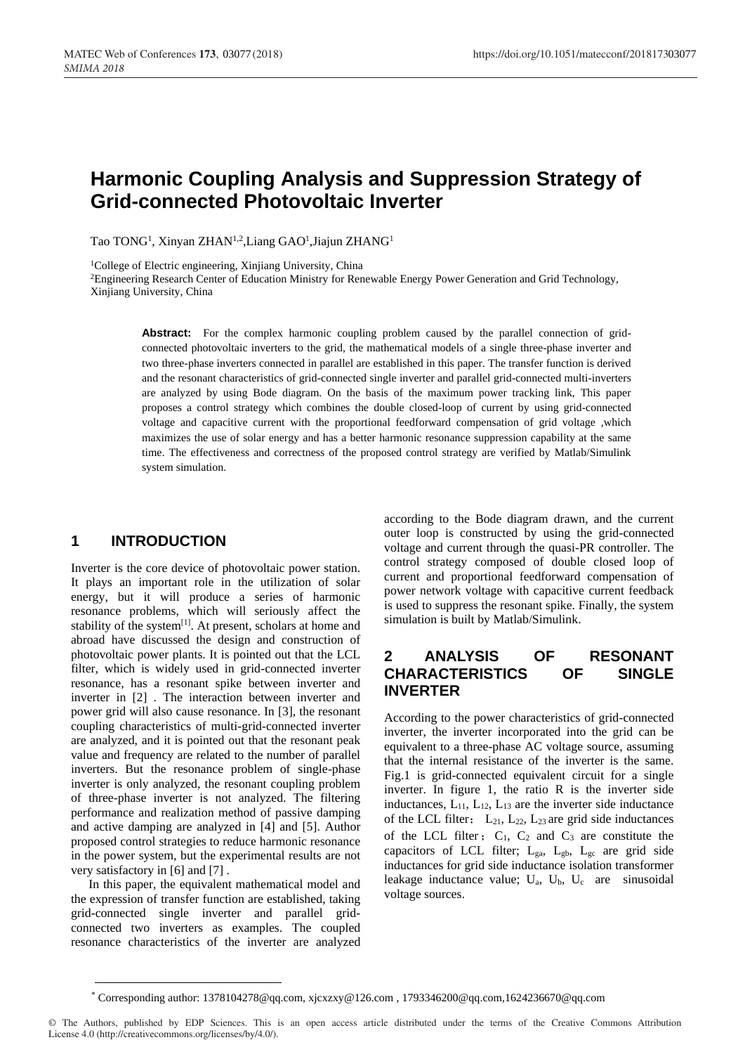# Harmonic Coupling Analysis and Suppression Strategy of Grid-connected Photovoltaic Inverter

Tao TONG[1], Xinyan ZHAN[1,2],Liang GAO[1],Jiajun ZHANG[1]

[1]College of Electric engineering, Xinjiang University, China

[2]Engineering Research Center of Education Ministry for Renewable Energy Power Generation and Grid Technology, Xinjiang University, China

**Abstract:** For the complex harmonic coupling problem caused by the parallel connection of grid-connected photovoltaic inverters to the grid, the mathematical models of a single three-phase inverter and two three-phase inverters connected in parallel are established in this paper. The transfer function is derived and the resonant characteristics of grid-connected single inverter and parallel grid-connected multi-inverters are analyzed by using Bode diagram. On the basis of the maximum power tracking link, This paper proposes a control strategy which combines the double closed-loop of current by using grid-connected voltage and capacitive current with the proportional feedforward compensation of grid voltage ,which maximizes the use of solar energy and has a better harmonic resonance suppression capability at the same time. The effectiveness and correctness of the proposed control strategy are verified by Matlab/Simulink system simulation.

## 1 INTRODUCTION

Inverter is the core device of photovoltaic power station. It plays an important role in the utilization of solar energy, but it will produce a series of harmonic resonance problems, which will seriously affect the stability of the system[1]. At present, scholars at home and abroad have discussed the design and construction of photovoltaic power plants. It is pointed out that the LCL filter, which is widely used in grid-connected inverter resonance, has a resonant spike between inverter and inverter in [2] . The interaction between inverter and power grid will also cause resonance. In [3], the resonant coupling characteristics of multi-grid-connected inverter are analyzed, and it is pointed out that the resonant peak value and frequency are related to the number of parallel inverters. But the resonance problem of single-phase inverter is only analyzed, the resonant coupling problem of three-phase inverter is not analyzed. The filtering performance and realization method of passive damping and active damping are analyzed in [4] and [5]. Author proposed control strategies to reduce harmonic resonance in the power system, but the experimental results are not very satisfactory in [6] and [7] .

In this paper, the equivalent mathematical model and the expression of transfer function are established, taking grid-connected single inverter and parallel grid-connected two inverters as examples. The coupled resonance characteristics of the inverter are analyzed according to the Bode diagram drawn, and the current outer loop is constructed by using the grid-connected voltage and current through the quasi-PR controller. The control strategy composed of double closed loop of current and proportional feedforward compensation of power network voltage with capacitive current feedback is used to suppress the resonant spike. Finally, the system simulation is built by Matlab/Simulink.

## 2 ANALYSIS OF RESONANT CHARACTERISTICS OF SINGLE INVERTER

According to the power characteristics of grid-connected inverter, the inverter incorporated into the grid can be equivalent to a three-phase AC voltage source, assuming that the internal resistance of the inverter is the same. Fig.1 is grid-connected equivalent circuit for a single inverter. In figure 1, the ratio R is the inverter side inductances, $L_{11}$, $L_{12}$, $L_{13}$ are the inverter side inductance of the LCL filter; $L_{21}$, $L_{22}$, $L_{23}$ are grid side inductances of the LCL filter; $C_1$, $C_2$ and $C_3$ are constitute the capacitors of LCL filter; $L_{ga}$, $L_{gb}$, $L_{gc}$ are grid side inductances for grid side inductance isolation transformer leakage inductance value; $U_a$, $U_b$, $U_c$ are sinusoidal voltage sources.

* Corresponding author: 1378104278@qq.com, xjcxzxy@126.com , 1793346200@qq.com,1624236670@qq.com

© The Authors, published by EDP Sciences. This is an open access article distributed under the terms of the Creative Commons Attribution License 4.0 (http://creativecommons.org/licenses/by/4.0/).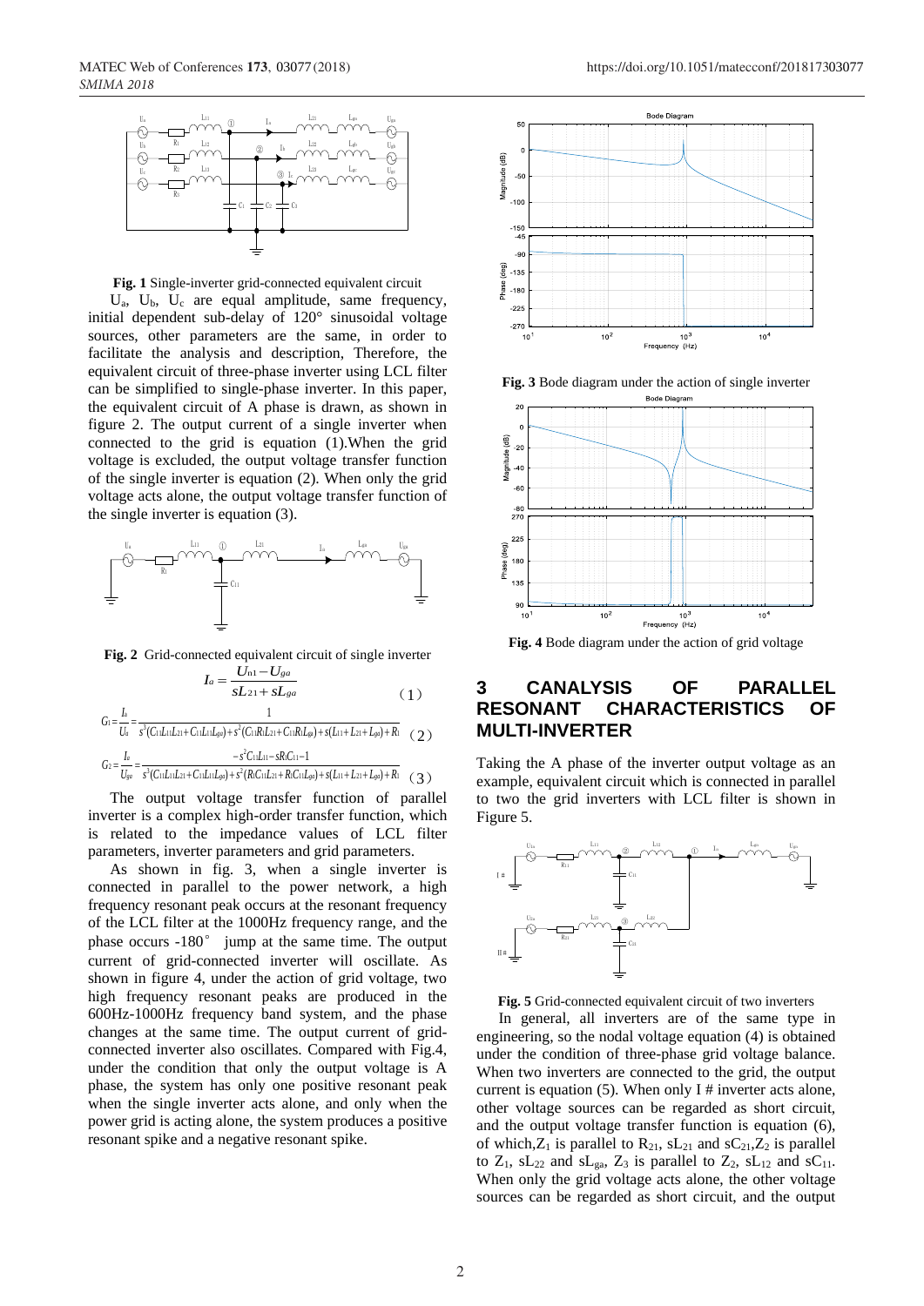**Fig. 1** Single-inverter grid-connected equivalent circuit

$U_a$, $U_b$, $U_c$ are equal amplitude, same frequency, initial dependent sub-delay of 120° sinusoidal voltage sources, other parameters are the same, in order to facilitate the analysis and description, Therefore, the equivalent circuit of three-phase inverter using LCL filter can be simplified to single-phase inverter. In this paper, the equivalent circuit of A phase is drawn, as shown in figure 2. The output current of a single inverter when connected to the grid is equation (1).When the grid voltage is excluded, the output voltage transfer function of the single inverter is equation (2). When only the grid voltage acts alone, the output voltage transfer function of the single inverter is equation (3).

**Fig. 2** Grid-connected equivalent circuit of single inverter

$$I_a = \frac{U_{n1} - U_{ga}}{sL_{21} + sL_{ga}} \quad (1)$$

$$G_1 = \frac{I_a}{U_a} = \frac{1}{s^3(C_{11}L_{11}L_{21} + C_{11}L_{11}L_{ga}) + s^2(C_{11}R_1L_{21} + C_{11}R_1L_{ga}) + s(L_{11} + L_{21} + L_{ga}) + R_1} \quad (2)$$

$$G_2 = \frac{I_a}{U_{ga}} = \frac{-s^2C_{11}L_{11} - sR_1C_{11} - 1}{s^3(C_{11}L_{11}L_{21} + C_{11}L_{11}L_{ga}) + s^2(R_1C_{11}L_{21} + R_1C_{11}L_{ga}) + s(L_{11} + L_{21} + L_{ga}) + R_1} \quad (3)$$

The output voltage transfer function of parallel inverter is a complex high-order transfer function, which is related to the impedance values of LCL filter parameters, inverter parameters and grid parameters.

As shown in fig. 3, when a single inverter is connected in parallel to the power network, a high frequency resonant peak occurs at the resonant frequency of the LCL filter at the 1000Hz frequency range, and the phase occurs -180° jump at the same time. The output current of grid-connected inverter will oscillate. As shown in figure 4, under the action of grid voltage, two high frequency resonant peaks are produced in the 600Hz-1000Hz frequency band system, and the phase changes at the same time. The output current of grid-connected inverter also oscillates. Compared with Fig.4, under the condition that only the output voltage is A phase, the system has only one positive resonant peak when the single inverter acts alone, and only when the power grid is acting alone, the system produces a positive resonant spike and a negative resonant spike.

**Fig. 3** Bode diagram under the action of single inverter

**Fig. 4** Bode diagram under the action of grid voltage

## 3 CANALYSIS OF PARALLEL RESONANT CHARACTERISTICS OF MULTI-INVERTER

Taking the A phase of the inverter output voltage as an example, equivalent circuit which is connected in parallel to two the grid inverters with LCL filter is shown in Figure 5.

**Fig. 5** Grid-connected equivalent circuit of two inverters

In general, all inverters are of the same type in engineering, so the nodal voltage equation (4) is obtained under the condition of three-phase grid voltage balance. When two inverters are connected to the grid, the output current is equation (5). When only I # inverter acts alone, other voltage sources can be regarded as short circuit, and the output voltage transfer function is equation (6), of which,$Z_1$ is parallel to $R_{21}$, $sL_{21}$ and $sC_{21}$,$Z_2$ is parallel to $Z_1$, $sL_{22}$ and $sL_{ga}$, $Z_3$ is parallel to $Z_2$, $sL_{12}$ and $sC_{11}$. When only the grid voltage acts alone, the other voltage sources can be regarded as short circuit, and the output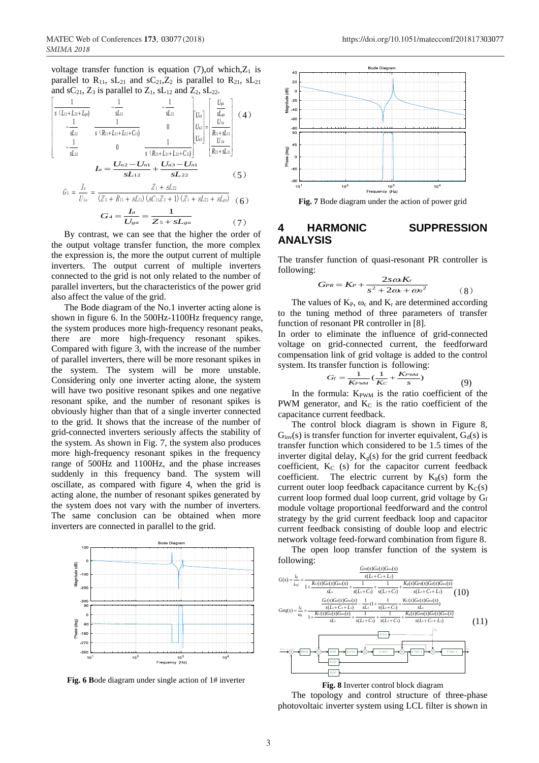voltage transfer function is equation (7),of which,$Z_1$ is parallel to $R_{11}$, $sL_{21}$ and $sC_{21}$,$Z_2$ is parallel to $R_{21}$, $sL_{21}$ and $sC_{21}$, $Z_3$ is parallel to $Z_1$, $sL_{12}$ and $Z_2$, $sL_{22}$.

$$\begin{bmatrix} \frac{1}{s(L_{12}+L_{22}+L_{ga})} & -\frac{1}{sL_{12}} & -\frac{1}{sL_{22}} \\ -\frac{1}{sL_{12}} & \frac{1}{s(R_{11}+L_{11}+L_{12}+C_{11})} & 0 \\ -\frac{1}{sL_{22}} & 0 & \frac{1}{s(R_{21}+L_{21}+L_{22}+C_{21})} \end{bmatrix} \begin{bmatrix} U_{n1} \\ U_{n2} \\ U_{n3} \end{bmatrix} = \begin{bmatrix} \frac{U_{ga}}{sL_{ga}} \\ \frac{U_{1a}}{R_{11}+sL_{11}} \\ \frac{U_{2a}}{R_{21}+sL_{21}} \end{bmatrix} \quad (4)$$

$$I_a = \frac{U_{n2}-U_{n1}}{sL_{12}} + \frac{U_{n3}-U_{n1}}{sL_{22}} \quad (5)$$

$$G_3 = \frac{I_a}{U_{1a}} = \frac{Z_1 + sL_{22}}{(Z_3 + R_{11} + sL_{11})(sC_{11}Z_3 + 1)(Z_1 + sL_{22} + sL_{ga})} \quad (6)$$

$$G_4 = \frac{I_a}{U_{ga}} = \frac{1}{Z_5 + sL_{ga}} \quad (7)$$

By contrast, we can see that the higher the order of the output voltage transfer function, the more complex the expression is, the more the output current of multiple inverters. The output current of multiple inverters connected to the grid is not only related to the number of parallel inverters, but the characteristics of the power grid also affect the value of the grid.

The Bode diagram of the No.1 inverter acting alone is shown in figure 6. In the 500Hz-1100Hz frequency range, the system produces more high-frequency resonant peaks, there are more high-frequency resonant spikes. Compared with figure 3, with the increase of the number of parallel inverters, there will be more resonant spikes in the system. The system will be more unstable. Considering only one inverter acting alone, the system will have two positive resonant spikes and one negative resonant spike, and the number of resonant spikes is obviously higher than that of a single inverter connected to the grid. It shows that the increase of the number of grid-connected inverters seriously affects the stability of the system. As shown in Fig. 7, the system also produces more high-frequency resonant spikes in the frequency range of 500Hz and 1100Hz, and the phase increases suddenly in this frequency band. The system will oscillate, as compared with figure 4, when the grid is acting alone, the number of resonant spikes generated by the system does not vary with the number of inverters. The same conclusion can be obtained when more inverters are connected in parallel to the grid.

**Fig. 6 B**ode diagram under single action of 1# inverter

**Fig. 7** Bode diagram under the action of power grid

## 4 HARMONIC SUPPRESSION ANALYSIS

The transfer function of quasi-resonant PR controller is following:

$$G_{PR} = K_P + \frac{2s\omega_c K_r}{s^2 + 2\omega_c + {\omega_0}^2} \quad (8)$$

The values of $K_P$, $\omega_c$ and $K_r$ are determined according to the tuning method of three parameters of transfer function of resonant PR controller in [8].

In order to eliminate the influence of grid-connected voltage on grid-connected current, the feedforward compensation link of grid voltage is added to the control system. Its transfer function is following:

$$G_f = \frac{1}{K_{PWM}}\left(\frac{1}{K_C} + \frac{K_{PWM}}{s}\right) \quad (9)$$

In the formula: $K_{PWM}$ is the ratio coefficient of the PWM generator, and $K_C$ is the ratio coefficient of the capacitance current feedback.

The control block diagram is shown in Figure 8, $G_{inv}(s)$ is transfer function for inverter equivalent, $G_d(s)$ is transfer function which considered to be 1.5 times of the inverter digital delay, $K_g(s)$ for the grid current feedback coefficient, $K_C$ (s) for the capacitor current feedback coefficient. The electric current by $K_g(s)$ form the current outer loop feedback capacitance current by $K_C(s)$ current loop formed dual loop current, grid voltage by $G_f$ module voltage proportional feedforward and the control strategy by the grid current feedback loop and capacitor current feedback consisting of double loop and electric network voltage feed-forward combination from figure 8.

The open loop transfer function of the system is following:

$$G(s) = \frac{i_0}{i_{ref}} = \frac{\frac{G_{PR}(s)G_d(s)G_{inv}(s)}{s(L_1+C_1+L_2)}}{1+\frac{K_C(s)G_d(s)G_{inv}(s)}{sL_1}+\frac{1}{s(L_1+C_1)}\cdot\frac{1}{s(L_2+C_1)}+\frac{K_g(s)G_{PR}(s)G_d(s)G_{inv}(s)}{s(L_1+C_1+L_2)}} \quad (10)$$

$$Geq(s) = \frac{i_g}{u_g} = \frac{\frac{G_f(s)G_d(s)G_{inv}(s)}{s(L_1+C_1+L_2)} - \frac{1}{sL_2}\left(1+\frac{1}{s(L_1+C_1)}+\frac{K_C(s)G_d(s)G_{inv}(s)}{sL_1}\right)}{1+\frac{K_C(s)G_d(s)G_{inv}(s)}{sL_1}+\frac{1}{s(L_1+C_1)}+\frac{1}{s(L_2+C_1)}+\frac{K_g(s)G_{PR}(s)G_d(s)G_{inv}(s)}{s(L_1+C_1+L_2)}} \quad (11)$$

**Fig. 8** Inverter control block diagram

The topology and control structure of three-phase photovoltaic inverter system using LCL filter is shown in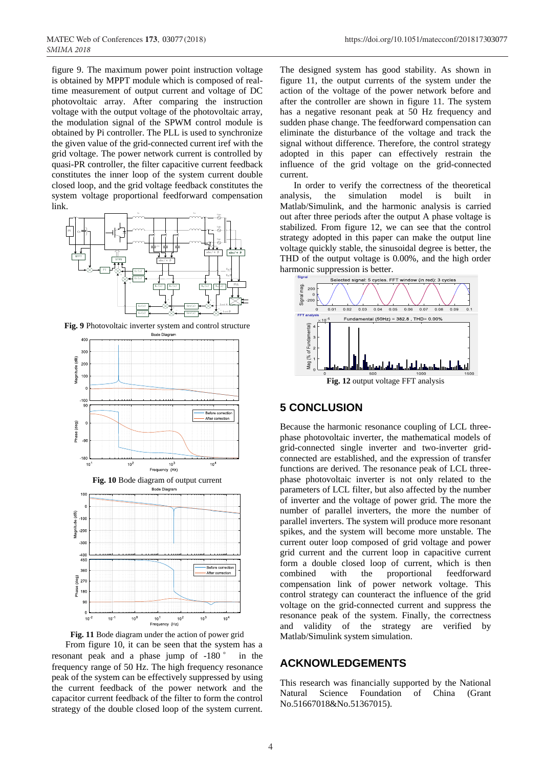figure 9. The maximum power point instruction voltage is obtained by MPPT module which is composed of real-time measurement of output current and voltage of DC photovoltaic array. After comparing the instruction voltage with the output voltage of the photovoltaic array, the modulation signal of the SPWM control module is obtained by Pi controller. The PLL is used to synchronize the given value of the grid-connected current iref with the grid voltage. The power network current is controlled by quasi-PR controller, the filter capacitive current feedback constitutes the inner loop of the system current double closed loop, and the grid voltage feedback constitutes the system voltage proportional feedforward compensation link.

**Fig. 9** Photovoltaic inverter system and control structure

**Fig. 10** Bode diagram of output current

**Fig. 11** Bode diagram under the action of power grid

From figure 10, it can be seen that the system has a resonant peak and a phase jump of -180° in the frequency range of 50 Hz. The high frequency resonance peak of the system can be effectively suppressed by using the current feedback of the power network and the capacitor current feedback of the filter to form the control strategy of the double closed loop of the system current.

The designed system has good stability. As shown in figure 11, the output currents of the system under the action of the voltage of the power network before and after the controller are shown in figure 11. The system has a negative resonant peak at 50 Hz frequency and sudden phase change. The feedforward compensation can eliminate the disturbance of the voltage and track the signal without difference. Therefore, the control strategy adopted in this paper can effectively restrain the influence of the grid voltage on the grid-connected current.

In order to verify the correctness of the theoretical analysis, the simulation model is built in Matlab/Simulink, and the harmonic analysis is carried out after three periods after the output A phase voltage is stabilized. From figure 12, we can see that the control strategy adopted in this paper can make the output line voltage quickly stable, the sinusoidal degree is better, the THD of the output voltage is 0.00%, and the high order harmonic suppression is better.

**Fig. 12** output voltage FFT analysis

## 5 CONCLUSION

Because the harmonic resonance coupling of LCL three-phase photovoltaic inverter, the mathematical models of grid-connected single inverter and two-inverter grid-connected are established, and the expression of transfer functions are derived. The resonance peak of LCL three-phase photovoltaic inverter is not only related to the parameters of LCL filter, but also affected by the number of inverter and the voltage of power grid. The more the number of parallel inverters, the more the number of parallel inverters. The system will produce more resonant spikes, and the system will become more unstable. The current outer loop composed of grid voltage and power grid current and the current loop in capacitive current form a double closed loop of current, which is then combined with the proportional feedforward compensation link of power network voltage. This control strategy can counteract the influence of the grid voltage on the grid-connected current and suppress the resonance peak of the system. Finally, the correctness and validity of the strategy are verified by Matlab/Simulink system simulation.

## ACKNOWLEDGEMENTS

This research was financially supported by the National Natural Science Foundation of China (Grant No.51667018&No.51367015).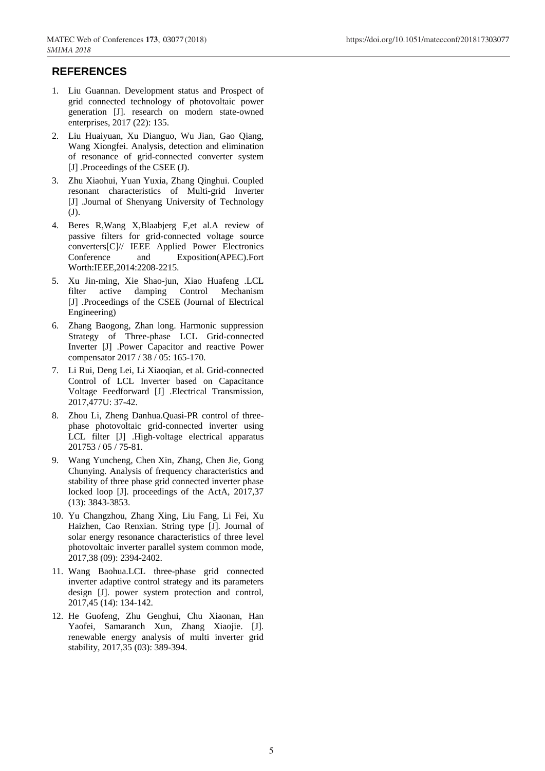## REFERENCES

1. Liu Guannan. Development status and Prospect of grid connected technology of photovoltaic power generation [J]. research on modern state-owned enterprises, 2017 (22): 135.
2. Liu Huaiyuan, Xu Dianguo, Wu Jian, Gao Qiang, Wang Xiongfei. Analysis, detection and elimination of resonance of grid-connected converter system [J] .Proceedings of the CSEE (J).
3. Zhu Xiaohui, Yuan Yuxia, Zhang Qinghui. Coupled resonant characteristics of Multi-grid Inverter [J] .Journal of Shenyang University of Technology (J).
4. Beres R,Wang X,Blaabjerg F,et al.A review of passive filters for grid-connected voltage source converters[C]// IEEE Applied Power Electronics Conference and Exposition(APEC).Fort Worth:IEEE,2014:2208-2215.
5. Xu Jin-ming, Xie Shao-jun, Xiao Huafeng .LCL filter active damping Control Mechanism [J] .Proceedings of the CSEE (Journal of Electrical Engineering)
6. Zhang Baogong, Zhan long. Harmonic suppression Strategy of Three-phase LCL Grid-connected Inverter [J] .Power Capacitor and reactive Power compensator 2017 / 38 / 05: 165-170.
7. Li Rui, Deng Lei, Li Xiaoqian, et al. Grid-connected Control of LCL Inverter based on Capacitance Voltage Feedforward [J] .Electrical Transmission, 2017,477U: 37-42.
8. Zhou Li, Zheng Danhua.Quasi-PR control of three-phase photovoltaic grid-connected inverter using LCL filter [J] .High-voltage electrical apparatus 201753 / 05 / 75-81.
9. Wang Yuncheng, Chen Xin, Zhang, Chen Jie, Gong Chunying. Analysis of frequency characteristics and stability of three phase grid connected inverter phase locked loop [J]. proceedings of the ActA, 2017,37 (13): 3843-3853.
10. Yu Changzhou, Zhang Xing, Liu Fang, Li Fei, Xu Haizhen, Cao Renxian. String type [J]. Journal of solar energy resonance characteristics of three level photovoltaic inverter parallel system common mode, 2017,38 (09): 2394-2402.
11. Wang Baohua.LCL three-phase grid connected inverter adaptive control strategy and its parameters design [J]. power system protection and control, 2017,45 (14): 134-142.
12. He Guofeng, Zhu Genghui, Chu Xiaonan, Han Yaofei, Samaranch Xun, Zhang Xiaojie. [J]. renewable energy analysis of multi inverter grid stability, 2017,35 (03): 389-394.